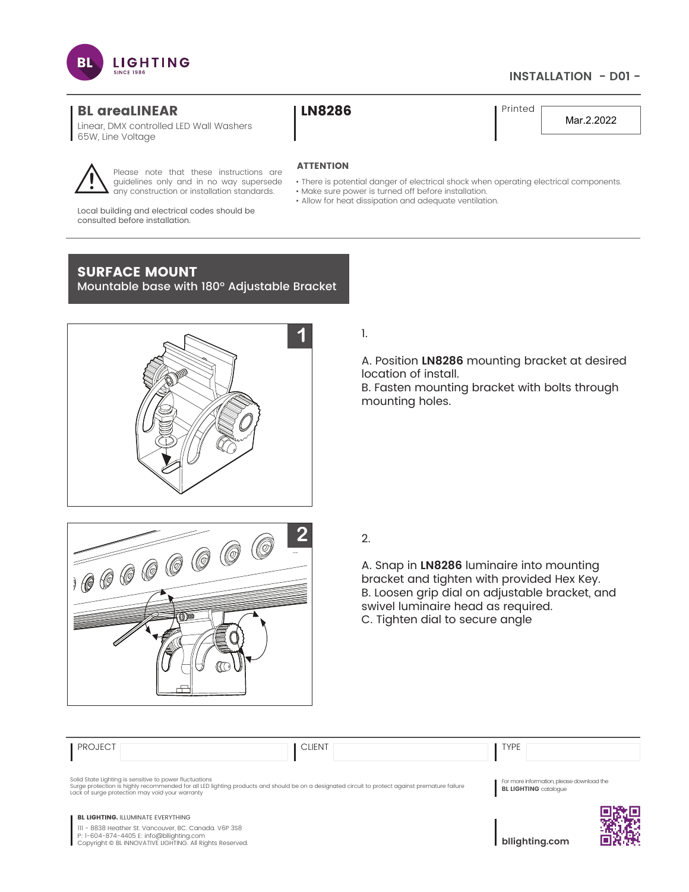INSTALLATION - D01 -

## BL areaLINEAR

Linear, DMX controlled LED Wall Washers
65W, Line Voltage

**LN8286**

Printed: Mar.2.2022

Please note that these instructions are guidelines only and in no way supersede any construction or installation standards.

Local building and electrical codes should be consulted before installation.

**ATTENTION**

- There is potential danger of electrical shock when operating electrical components.
- Make sure power is turned off before installation.
- Allow for heat dissipation and adequate ventilation.

## SURFACE MOUNT

Mountable base with 180° Adjustable Bracket

1.

A. Position **LN8286** mounting bracket at desired location of install.
B. Fasten mounting bracket with bolts through mounting holes.

2.

A. Snap in **LN8286** luminaire into mounting bracket and tighten with provided Hex Key.
B. Loosen grip dial on adjustable bracket, and swivel luminaire head as required.
C. Tighten dial to secure angle

| PROJECT | | CLIENT | | TYPE | |
|---|---|---|---|---|---|

Solid State Lighting is sensitive to power fluctuations
Surge protection is highly recommended for all LED lighting products and should be on a designated circuit to protect against premature failure
Lack of surge protection may void your warranty

For more information, please download the **BL LIGHTING** catalogue

**BL LIGHTING.** ILLUMINATE EVERYTHING
111 - 8838 Heather St. Vancouver, BC. Canada. V6P 3S8
P: 1-604-874-4405 E: info@bllighting.com
Copyright © BL INNOVATIVE LIGHTING. All Rights Reserved.

**bllighting.com**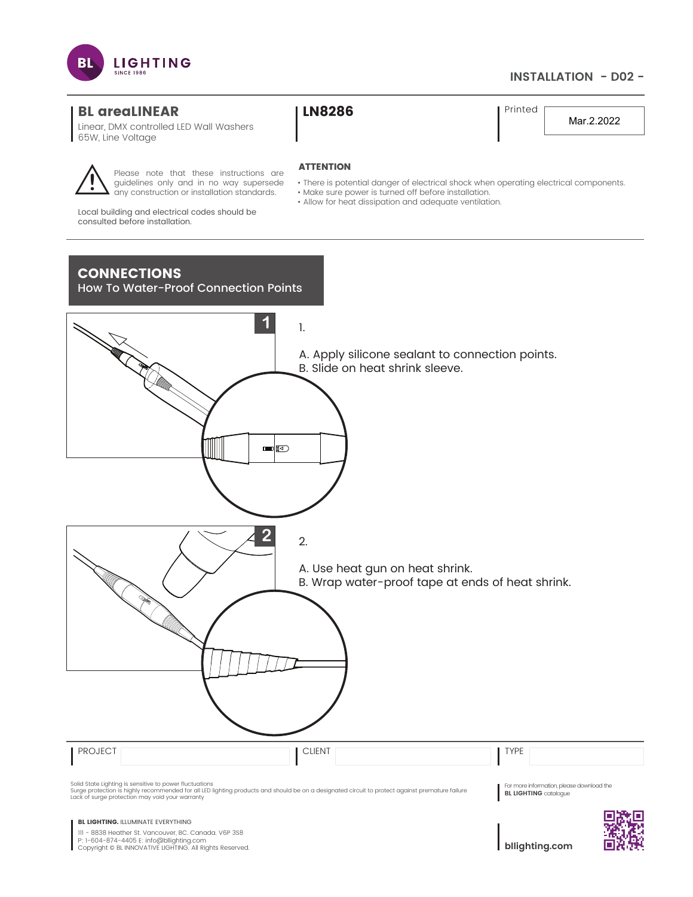BL LIGHTING SINCE 1986

INSTALLATION - D02 -

## BL areaLINEAR

Linear, DMX controlled LED Wall Washers
65W, Line Voltage

## LN8286

Printed Mar.2.2022

Please note that these instructions are guidelines only and in no way supersede any construction or installation standards.

Local building and electrical codes should be consulted before installation.

**ATTENTION**

- There is potential danger of electrical shock when operating electrical components.
- Make sure power is turned off before installation.
- Allow for heat dissipation and adequate ventilation.

## CONNECTIONS

How To Water-Proof Connection Points

1.

A. Apply silicone sealant to connection points.
B. Slide on heat shrink sleeve.

2.

A. Use heat gun on heat shrink.
B. Wrap water-proof tape at ends of heat shrink.

| PROJECT | | CLIENT | | TYPE | |
|---|---|---|---|---|---|

Solid State Lighting is sensitive to power fluctuations
Surge protection is highly recommended for all LED lighting products and should be on a designated circuit to protect against premature failure
Lack of surge protection may void your warranty

For more information, please download the **BL LIGHTING** catalogue

**BL LIGHTING.** ILLUMINATE EVERYTHING
111 - 8838 Heather St. Vancouver, BC. Canada. V6P 3S8
P: 1-604-874-4405 E: info@bllighting.com
Copyright © BL INNOVATIVE LIGHTING. All Rights Reserved.

bllighting.com